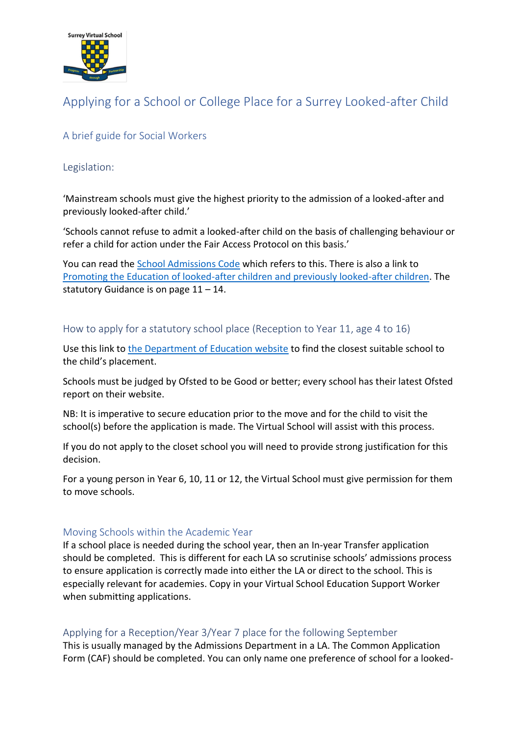# Applying for a School or College Place for a Surrey Looked-after Child

## A brief guide for Social Workers

### Legislation:

'Mainstream schools must give the highest priority to the admission of a looked-after and previously looked-after child.'

'Schools cannot refuse to admit a looked-after child on the basis of challenging behaviour or refer a child for action under the Fair Access Protocol on this basis.'

You can read the School Admissions Code which refers to this. There is also a link to Promoting the Education of looked-after children and previously looked-after children. The statutory Guidance is on page 11 – 14.

### How to apply for a statutory school place (Reception to Year 11, age 4 to 16)

Use this link to the Department of Education website to find the closest suitable school to the child's placement.

Schools must be judged by Ofsted to be Good or better; every school has their latest Ofsted report on their website.

NB: It is imperative to secure education prior to the move and for the child to visit the school(s) before the application is made. The Virtual School will assist with this process.

If you do not apply to the closet school you will need to provide strong justification for this decision.

For a young person in Year 6, 10, 11 or 12, the Virtual School must give permission for them to move schools.

### Moving Schools within the Academic Year

If a school place is needed during the school year, then an In-year Transfer application should be completed. This is different for each LA so scrutinise schools' admissions process to ensure application is correctly made into either the LA or direct to the school. This is especially relevant for academies. Copy in your Virtual School Education Support Worker when submitting applications.

### Applying for a Reception/Year 3/Year 7 place for the following September

This is usually managed by the Admissions Department in a LA. The Common Application Form (CAF) should be completed. You can only name one preference of school for a looked-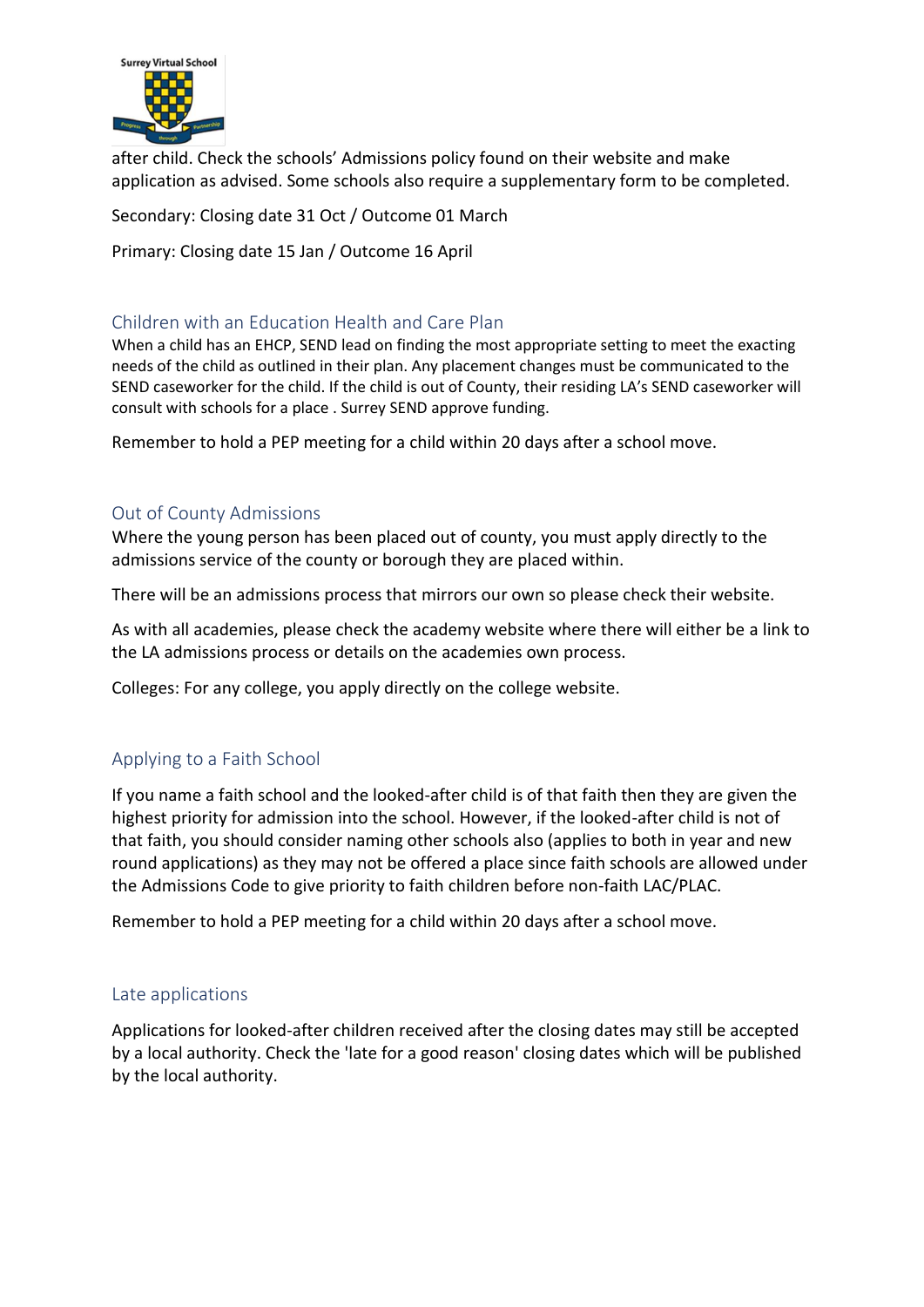after child. Check the schools' Admissions policy found on their website and make application as advised. Some schools also require a supplementary form to be completed.

Secondary: Closing date 31 Oct / Outcome 01 March

Primary: Closing date 15 Jan / Outcome 16 April

## Children with an Education Health and Care Plan

When a child has an EHCP, SEND lead on finding the most appropriate setting to meet the exacting needs of the child as outlined in their plan. Any placement changes must be communicated to the SEND caseworker for the child. If the child is out of County, their residing LA's SEND caseworker will consult with schools for a place . Surrey SEND approve funding.

Remember to hold a PEP meeting for a child within 20 days after a school move.

## Out of County Admissions

Where the young person has been placed out of county, you must apply directly to the admissions service of the county or borough they are placed within.

There will be an admissions process that mirrors our own so please check their website.

As with all academies, please check the academy website where there will either be a link to the LA admissions process or details on the academies own process.

Colleges: For any college, you apply directly on the college website.

## Applying to a Faith School

If you name a faith school and the looked-after child is of that faith then they are given the highest priority for admission into the school. However, if the looked-after child is not of that faith, you should consider naming other schools also (applies to both in year and new round applications) as they may not be offered a place since faith schools are allowed under the Admissions Code to give priority to faith children before non-faith LAC/PLAC.

Remember to hold a PEP meeting for a child within 20 days after a school move.

## Late applications

Applications for looked-after children received after the closing dates may still be accepted by a local authority. Check the 'late for a good reason' closing dates which will be published by the local authority.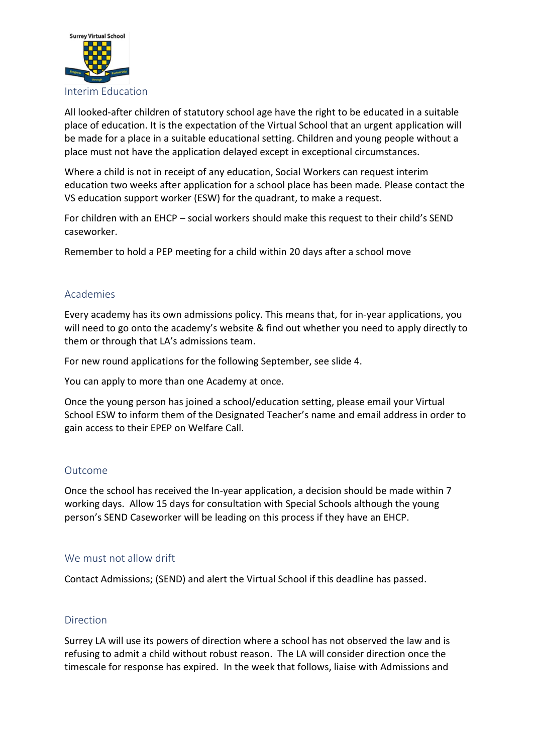## Interim Education

All looked-after children of statutory school age have the right to be educated in a suitable place of education. It is the expectation of the Virtual School that an urgent application will be made for a place in a suitable educational setting. Children and young people without a place must not have the application delayed except in exceptional circumstances.

Where a child is not in receipt of any education, Social Workers can request interim education two weeks after application for a school place has been made. Please contact the VS education support worker (ESW) for the quadrant, to make a request.

For children with an EHCP – social workers should make this request to their child's SEND caseworker.

Remember to hold a PEP meeting for a child within 20 days after a school move

## Academies

Every academy has its own admissions policy. This means that, for in-year applications, you will need to go onto the academy's website & find out whether you need to apply directly to them or through that LA's admissions team.

For new round applications for the following September, see slide 4.

You can apply to more than one Academy at once.

Once the young person has joined a school/education setting, please email your Virtual School ESW to inform them of the Designated Teacher's name and email address in order to gain access to their EPEP on Welfare Call.

## Outcome

Once the school has received the In-year application, a decision should be made within 7 working days. Allow 15 days for consultation with Special Schools although the young person's SEND Caseworker will be leading on this process if they have an EHCP.

## We must not allow drift

Contact Admissions; (SEND) and alert the Virtual School if this deadline has passed.

## Direction

Surrey LA will use its powers of direction where a school has not observed the law and is refusing to admit a child without robust reason. The LA will consider direction once the timescale for response has expired. In the week that follows, liaise with Admissions and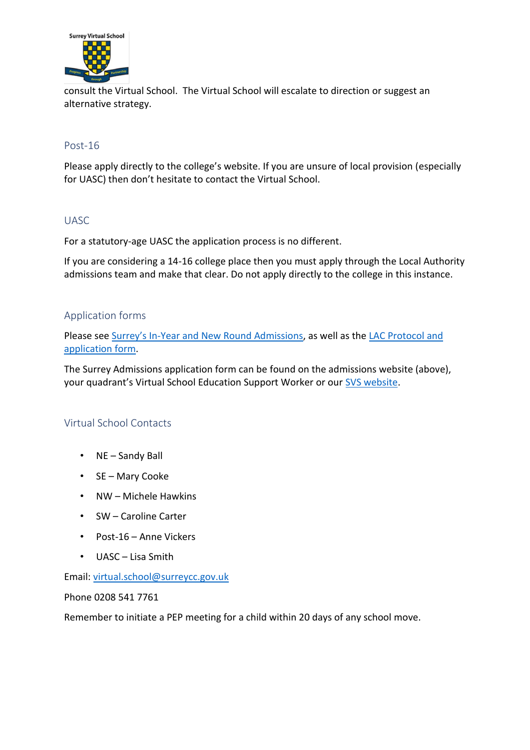consult the Virtual School. The Virtual School will escalate to direction or suggest an alternative strategy.

## Post-16

Please apply directly to the college's website. If you are unsure of local provision (especially for UASC) then don't hesitate to contact the Virtual School.

## UASC

For a statutory-age UASC the application process is no different.

If you are considering a 14-16 college place then you must apply through the Local Authority admissions team and make that clear. Do not apply directly to the college in this instance.

## Application forms

Please see Surrey's In-Year and New Round Admissions, as well as the LAC Protocol and application form.

The Surrey Admissions application form can be found on the admissions website (above), your quadrant's Virtual School Education Support Worker or our SVS website.

## Virtual School Contacts

- NE – Sandy Ball
- SE – Mary Cooke
- NW – Michele Hawkins
- SW – Caroline Carter
- Post-16 – Anne Vickers
- UASC – Lisa Smith

Email: virtual.school@surreycc.gov.uk

Phone 0208 541 7761

Remember to initiate a PEP meeting for a child within 20 days of any school move.